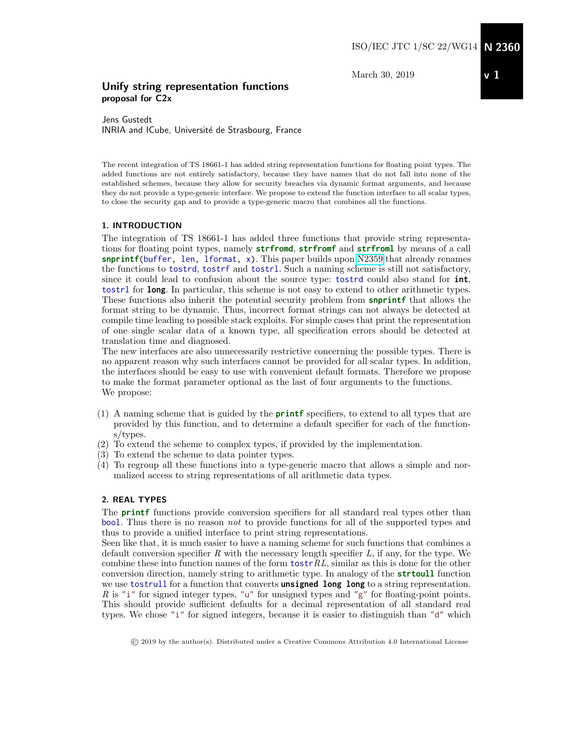ISO/IEC JTC 1/SC 22/WG14 **N 2360**

March 30, 2019 **v 1**

# Unify string representation functions
**proposal for C2x**

Jens Gustedt
INRIA and ICube, Université de Strasbourg, France

The recent integration of TS 18661-1 has added string representation functions for floating point types. The added functions are not entirely satisfactory, because they have names that do not fall into none of the established schemes, because they allow for security breaches via dynamic format arguments, and because they do not provide a type-generic interface. We propose to extend the function interface to all scalar types, to close the security gap and to provide a type-generic macro that combines all the functions.

## 1. INTRODUCTION

The integration of TS 18661-1 has added three functions that provide string representations for floating point types, namely **`strfromd`**, **`strfromf`** and **`strfroml`** by means of a call **`snprintf`**`(buffer, len, lformat, x)`. This paper builds upon N2359 that already renames the functions to `tostrd`, `tostrf` and `tostrl`. Such a naming scheme is still not satisfactory, since it could lead to confusion about the source type: `tostrd` could also stand for **`int`**, `tostrl` for **`long`**. In particular, this scheme is not easy to extend to other arithmetic types. These functions also inherit the potential security problem from **`snprintf`** that allows the format string to be dynamic. Thus, incorrect format strings can not always be detected at compile time leading to possible stack exploits. For simple cases that print the representation of one single scalar data of a known type, all specification errors should be detected at translation time and diagnosed.

The new interfaces are also unnecessarily restrictive concerning the possible types. There is no apparent reason why such interfaces cannot be provided for all scalar types. In addition, the interfaces should be easy to use with convenient default formats. Therefore we propose to make the format parameter optional as the last of four arguments to the functions.

We propose:

(1) A naming scheme that is guided by the **`printf`** specifiers, to extend to all types that are provided by this function, and to determine a default specifier for each of the functions/types.
(2) To extend the scheme to complex types, if provided by the implementation.
(3) To extend the scheme to data pointer types.
(4) To regroup all these functions into a type-generic macro that allows a simple and normalized access to string representations of all arithmetic data types.

## 2. REAL TYPES

The **`printf`** functions provide conversion specifiers for all standard real types other than `bool`. Thus there is no reason *not* to provide functions for all of the supported types and thus to provide a unified interface to print string representations.

Seen like that, it is much easier to have a naming scheme for such functions that combines a default conversion specifier $R$ with the necessary length specifier $L$, if any, for the type. We combine these into function names of the form `tostr`$RL$, similar as this is done for the other conversion direction, namely string to arithmetic type. In analogy of the **`strtoull`** function we use `tostrull` for a function that converts **`unsigned long long`** to a string representation. $R$ is `"i"` for signed integer types, `"u"` for unsigned types and `"g"` for floating-point points. This should provide sufficient defaults for a decimal representation of all standard real types. We chose `"i"` for signed integers, because it is easier to distinguish than `"d"` which

© 2019 by the author(s). Distributed under a Creative Commons Attribution 4.0 International License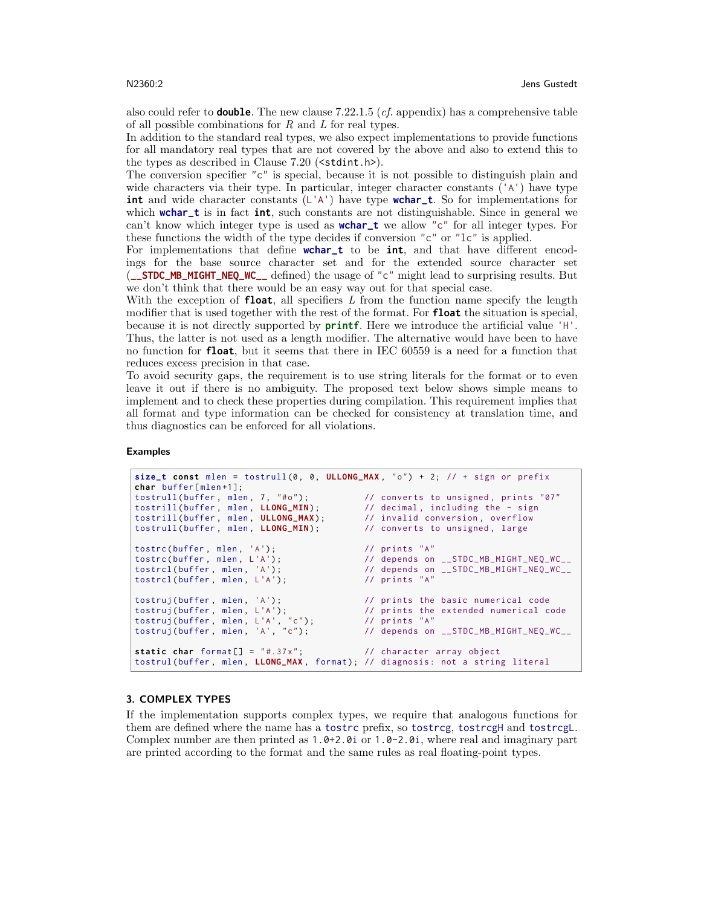also could refer to **double**. The new clause 7.22.1.5 (*cf.* appendix) has a comprehensive table of all possible combinations for $R$ and $L$ for real types.

In addition to the standard real types, we also expect implementations to provide functions for all mandatory real types that are not covered by the above and also to extend this to the types as described in Clause 7.20 (`<stdint.h>`).

The conversion specifier `"c"` is special, because it is not possible to distinguish plain and wide characters via their type. In particular, integer character constants (`'A'`) have type **int** and wide character constants (`L'A'`) have type **wchar_t**. So for implementations for which **wchar_t** is in fact **int**, such constants are not distinguishable. Since in general we can't know which integer type is used as **wchar_t** we allow `"c"` for all integer types. For these functions the width of the type decides if conversion `"c"` or `"lc"` is applied.

For implementations that define **wchar_t** to be **int**, and that have different encodings for the base source character set and for the extended source character set (**__STDC_MB_MIGHT_NEQ_WC__** defined) the usage of `"c"` might lead to surprising results. But we don't think that there would be an easy way out for that special case.

With the exception of **float**, all specifiers $L$ from the function name specify the length modifier that is used together with the rest of the format. For **float** the situation is special, because it is not directly supported by **printf**. Here we introduce the artificial value `'H'`. Thus, the latter is not used as a length modifier. The alternative would have been to have no function for **float**, but it seems that there in IEC 60559 is a need for a function that reduces excess precision in that case.

To avoid security gaps, the requirement is to use string literals for the format or to even leave it out if there is no ambiguity. The proposed text below shows simple means to implement and to check these properties during compilation. This requirement implies that all format and type information can be checked for consistency at translation time, and thus diagnostics can be enforced for all violations.

**Examples**

```
size_t const mlen = tostrull(0, 0, ULLONG_MAX, "o") + 2; // + sign or prefix
char buffer[mlen+1];
tostrull(buffer, mlen, 7, "#o");          // converts to unsigned, prints "07"
tostrill(buffer, mlen, LLONG_MIN);        // decimal, including the - sign
tostrill(buffer, mlen, ULLONG_MAX);       // invalid conversion, overflow
tostrull(buffer, mlen, LLONG_MIN);        // converts to unsigned, large

tostrc(buffer, mlen, 'A');                // prints "A"
tostrc(buffer, mlen, L'A');               // depends on __STDC_MB_MIGHT_NEQ_WC__
tostrcl(buffer, mlen, 'A');               // depends on __STDC_MB_MIGHT_NEQ_WC__
tostrcl(buffer, mlen, L'A');              // prints "A"

tostruj(buffer, mlen, 'A');               // prints the basic numerical code
tostruj(buffer, mlen, L'A');              // prints the extended numerical code
tostruj(buffer, mlen, L'A', "c");         // prints "A"
tostruj(buffer, mlen, 'A', "c");          // depends on __STDC_MB_MIGHT_NEQ_WC__

static char format[] = "#.37x";           // character array object
tostrul(buffer, mlen, LLONG_MAX, format); // diagnosis: not a string literal
```

## 3. COMPLEX TYPES

If the implementation supports complex types, we require that analogous functions for them are defined where the name has a `tostrc` prefix, so `tostrcg`, `tostrcgH` and `tostrcgL`. Complex number are then printed as `1.0+2.0i` or `1.0-2.0i`, where real and imaginary part are printed according to the format and the same rules as real floating-point types.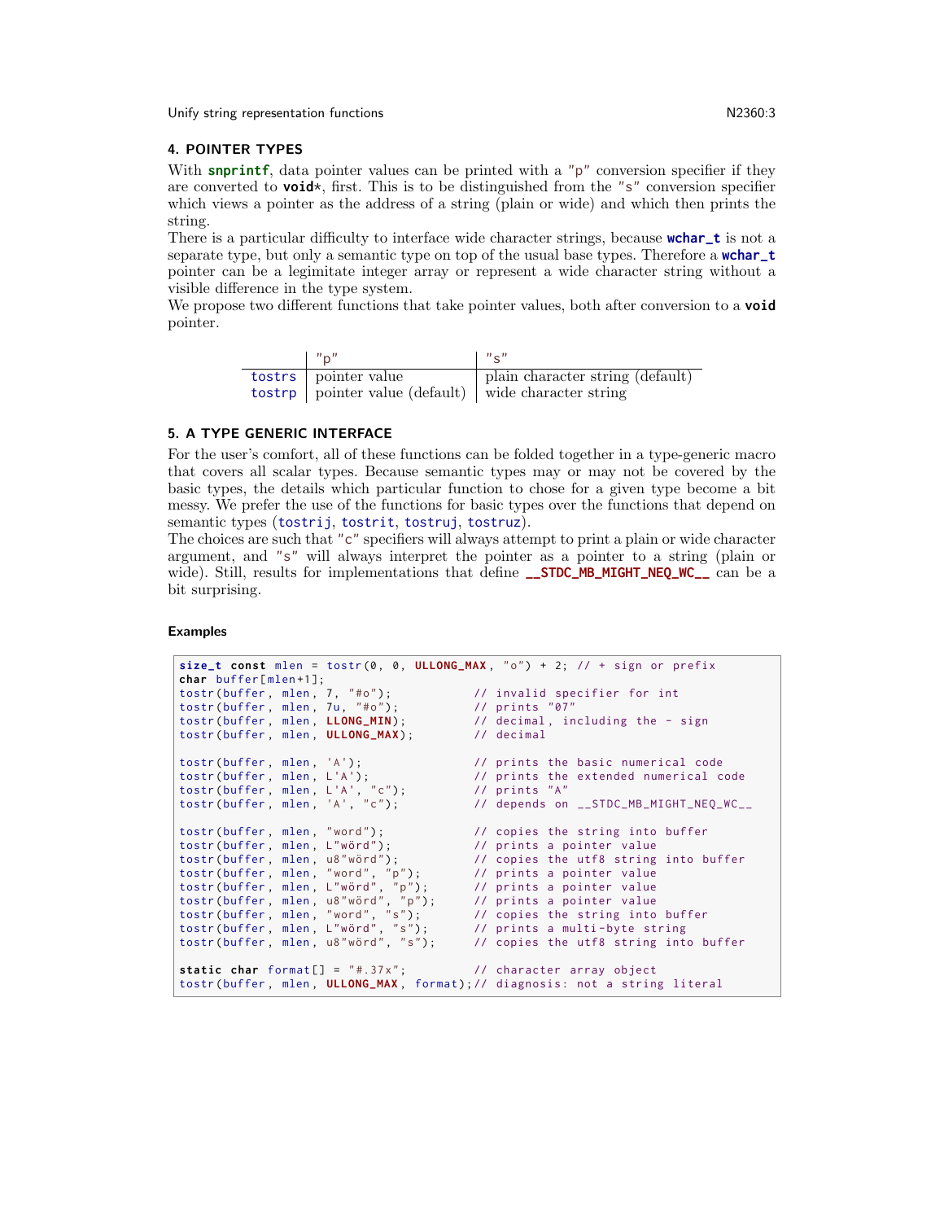## 4. POINTER TYPES

With **snprintf**, data pointer values can be printed with a "p" conversion specifier if they are converted to **void***, first. This is to be distinguished from the "s" conversion specifier which views a pointer as the address of a string (plain or wide) and which then prints the string.

There is a particular difficulty to interface wide character strings, because **wchar_t** is not a separate type, but only a semantic type on top of the usual base types. Therefore a **wchar_t** pointer can be a legitimate integer array or represent a wide character string without a visible difference in the type system.

We propose two different functions that take pointer values, both after conversion to a **void** pointer.

| | "p" | "s" |
|---|---|---|
| tostrs | pointer value | plain character string (default) |
| tostrp | pointer value (default) | wide character string |

## 5. A TYPE GENERIC INTERFACE

For the user's comfort, all of these functions can be folded together in a type-generic macro that covers all scalar types. Because semantic types may or may not be covered by the basic types, the details which particular function to chose for a given type become a bit messy. We prefer the use of the functions for basic types over the functions that depend on semantic types (tostrij, tostrit, tostruj, tostruz).

The choices are such that "c" specifiers will always attempt to print a plain or wide character argument, and "s" will always interpret the pointer as a pointer to a string (plain or wide). Still, results for implementations that define **__STDC_MB_MIGHT_NEQ_WC__** can be a bit surprising.

#### Examples

```
size_t const mlen = tostr(0, 0, ULLONG_MAX, "o") + 2; // + sign or prefix
char buffer[mlen+1];
tostr(buffer, mlen, 7, "#o");           // invalid specifier for int
tostr(buffer, mlen, 7u, "#o");          // prints "07"
tostr(buffer, mlen, LLONG_MIN);         // decimal, including the - sign
tostr(buffer, mlen, ULLONG_MAX);        // decimal

tostr(buffer, mlen, 'A');               // prints the basic numerical code
tostr(buffer, mlen, L'A');              // prints the extended numerical code
tostr(buffer, mlen, L'A', "c");         // prints "A"
tostr(buffer, mlen, 'A', "c");          // depends on __STDC_MB_MIGHT_NEQ_WC__

tostr(buffer, mlen, "word");            // copies the string into buffer
tostr(buffer, mlen, L"wörd");           // prints a pointer value
tostr(buffer, mlen, u8"wörd");          // copies the utf8 string into buffer
tostr(buffer, mlen, "word", "p");       // prints a pointer value
tostr(buffer, mlen, L"wörd", "p");      // prints a pointer value
tostr(buffer, mlen, u8"wörd", "p");     // prints a pointer value
tostr(buffer, mlen, "word", "s");       // copies the string into buffer
tostr(buffer, mlen, L"wörd", "s");      // prints a multi-byte string
tostr(buffer, mlen, u8"wörd", "s");     // copies the utf8 string into buffer

static char format[] = "#.37x";         // character array object
tostr(buffer, mlen, ULLONG_MAX, format);// diagnosis: not a string literal
```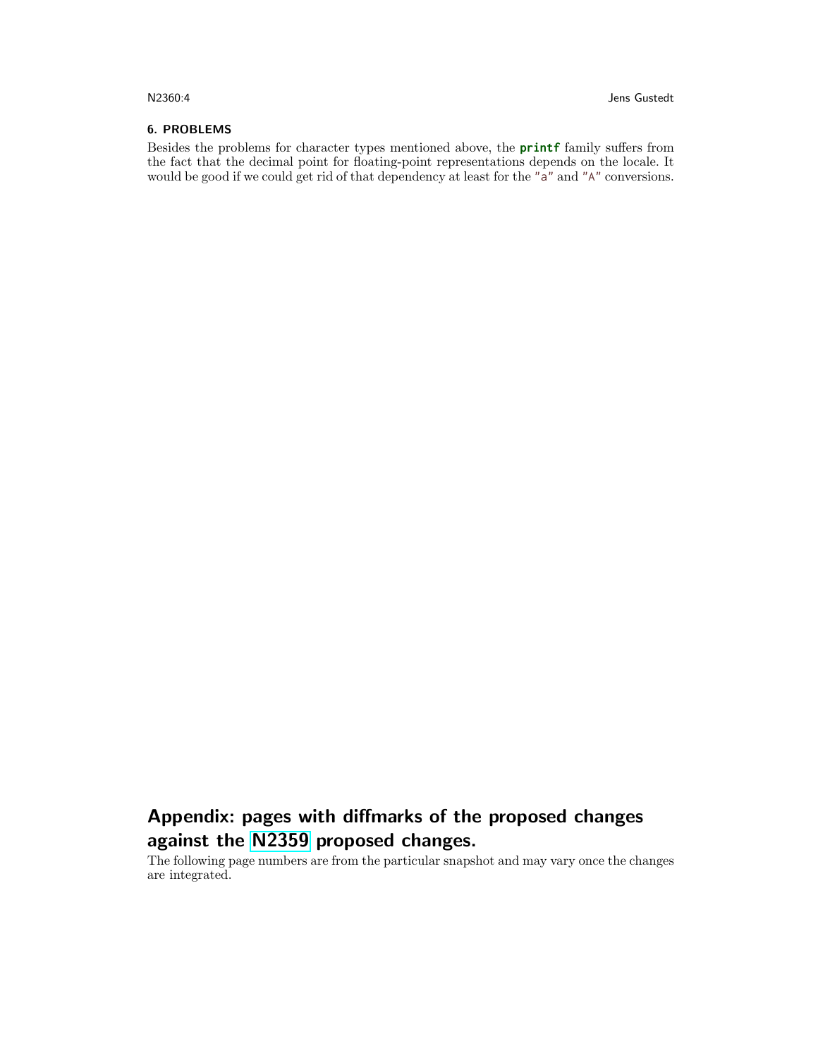## 6. PROBLEMS

Besides the problems for character types mentioned above, the **printf** family suffers from the fact that the decimal point for floating-point representations depends on the locale. It would be good if we could get rid of that dependency at least for the "a" and "A" conversions.

# Appendix: pages with diffmarks of the proposed changes against the N2359 proposed changes.

The following page numbers are from the particular snapshot and may vary once the changes are integrated.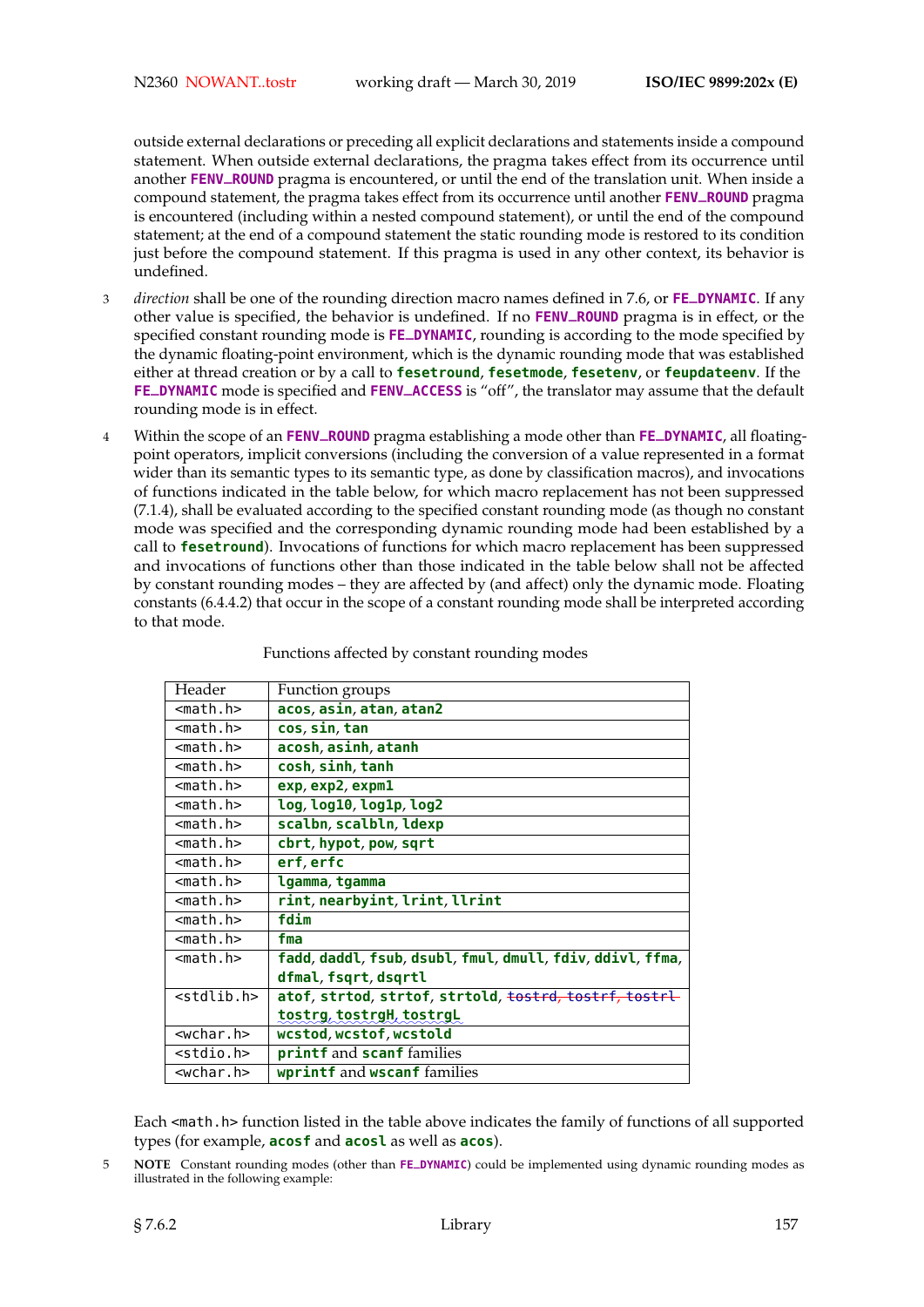outside external declarations or preceding all explicit declarations and statements inside a compound statement. When outside external declarations, the pragma takes effect from its occurrence until another **FENV_ROUND** pragma is encountered, or until the end of the translation unit. When inside a compound statement, the pragma takes effect from its occurrence until another **FENV_ROUND** pragma is encountered (including within a nested compound statement), or until the end of the compound statement; at the end of a compound statement the static rounding mode is restored to its condition just before the compound statement. If this pragma is used in any other context, its behavior is undefined.

3 *direction* shall be one of the rounding direction macro names defined in 7.6, or **FE_DYNAMIC**. If any other value is specified, the behavior is undefined. If no **FENV_ROUND** pragma is in effect, or the specified constant rounding mode is **FE_DYNAMIC**, rounding is according to the mode specified by the dynamic floating-point environment, which is the dynamic rounding mode that was established either at thread creation or by a call to **fesetround**, **fesetmode**, **fesetenv**, or **feupdateenv**. If the **FE_DYNAMIC** mode is specified and **FENV_ACCESS** is "off", the translator may assume that the default rounding mode is in effect.

4 Within the scope of an **FENV_ROUND** pragma establishing a mode other than **FE_DYNAMIC**, all floating-point operators, implicit conversions (including the conversion of a value represented in a format wider than its semantic types to its semantic type, as done by classification macros), and invocations of functions indicated in the table below, for which macro replacement has not been suppressed (7.1.4), shall be evaluated according to the specified constant rounding mode (as though no constant mode was specified and the corresponding dynamic rounding mode had been established by a call to **fesetround**). Invocations of functions for which macro replacement has been suppressed and invocations of functions other than those indicated in the table below shall not be affected by constant rounding modes – they are affected by (and affect) only the dynamic mode. Floating constants (6.4.4.2) that occur in the scope of a constant rounding mode shall be interpreted according to that mode.

Functions affected by constant rounding modes

| Header | Function groups |
|---|---|
| `<math.h>` | **acos**, **asin**, **atan**, **atan2** |
| `<math.h>` | **cos**, **sin**, **tan** |
| `<math.h>` | **acosh**, **asinh**, **atanh** |
| `<math.h>` | **cosh**, **sinh**, **tanh** |
| `<math.h>` | **exp**, **exp2**, **expm1** |
| `<math.h>` | **log**, **log10**, **log1p**, **log2** |
| `<math.h>` | **scalbn**, **scalbln**, **ldexp** |
| `<math.h>` | **cbrt**, **hypot**, **pow**, **sqrt** |
| `<math.h>` | **erf**, **erfc** |
| `<math.h>` | **lgamma**, **tgamma** |
| `<math.h>` | **rint**, **nearbyint**, **lrint**, **llrint** |
| `<math.h>` | **fdim** |
| `<math.h>` | **fma** |
| `<math.h>` | **fadd**, **daddl**, **fsub**, **dsubl**, **fmul**, **dmull**, **fdiv**, **ddivl**, **ffma**, **dfmal**, **fsqrt**, **dsqrtl** |
| `<stdlib.h>` | **atof**, **strtod**, **strtof**, **strtold**, ~~**tostrd**, **tostrf**, **tostrl**~~ **tostrg**, **tostrgH**, **tostrgL** |
| `<wchar.h>` | **wcstod**, **wcstof**, **wcstold** |
| `<stdio.h>` | **printf** and **scanf** families |
| `<wchar.h>` | **wprintf** and **wscanf** families |

Each `<math.h>` function listed in the table above indicates the family of functions of all supported types (for example, **acosf** and **acosl** as well as **acos**).

5 **NOTE** Constant rounding modes (other than **FE_DYNAMIC**) could be implemented using dynamic rounding modes as illustrated in the following example: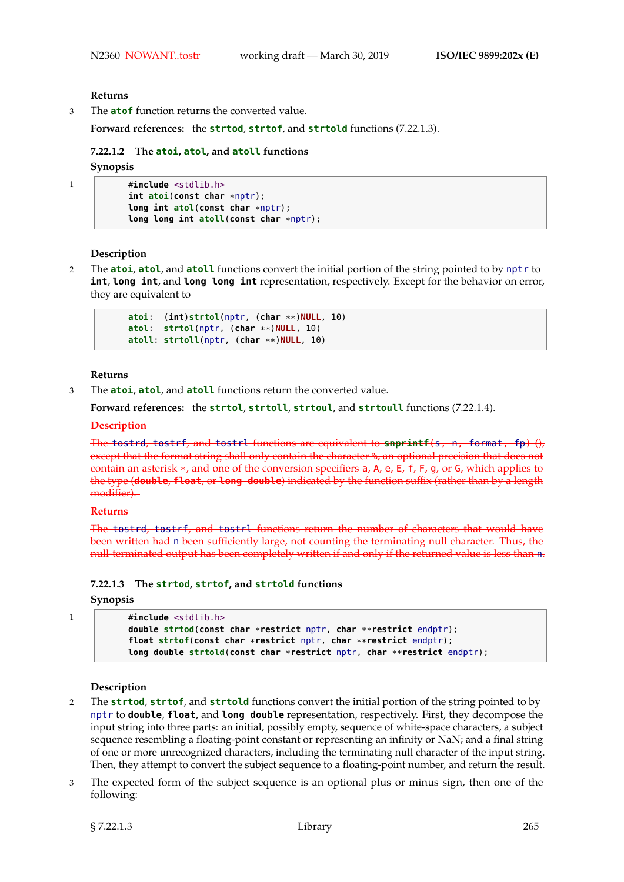**Returns**

3 The **atof** function returns the converted value.

**Forward references:** the **strtod**, **strtof**, and **strtold** functions (7.22.1.3).

### 7.22.1.2 The atoi, atol, and atoll functions

**Synopsis**

1
```
#include <stdlib.h>
int atoi(const char *nptr);
long int atol(const char *nptr);
long long int atoll(const char *nptr);
```

**Description**

2 The **atoi**, **atol**, and **atoll** functions convert the initial portion of the string pointed to by nptr to **int**, **long int**, and **long long int** representation, respectively. Except for the behavior on error, they are equivalent to

```
atoi:  (int)strtol(nptr, (char **)NULL, 10)
atol:  strtol(nptr, (char **)NULL, 10)
atoll: strtoll(nptr, (char **)NULL, 10)
```

**Returns**

3 The **atoi**, **atol**, and **atoll** functions return the converted value.

**Forward references:** the **strtol**, **strtoll**, **strtoul**, and **strtoull** functions (7.22.1.4).

~~**Description**~~

~~The tostrd, tostrf, and tostrl functions are equivalent to **snprintf**(s, n, format, fp) (), except that the format string shall only contain the character %, an optional precision that does not contain an asterisk *, and one of the conversion specifiers a, A, e, E, f, F, g, or G, which applies to the type (**double**, **float**, or **long double**) indicated by the function suffix (rather than by a length modifier).~~

~~**Returns**~~

~~The tostrd, tostrf, and tostrl functions return the number of characters that would have been written had n been sufficiently large, not counting the terminating null character. Thus, the null-terminated output has been completely written if and only if the returned value is less than n.~~

### 7.22.1.3 The strtod, strtof, and strtold functions

**Synopsis**

1
```
#include <stdlib.h>
double strtod(const char *restrict nptr, char **restrict endptr);
float strtof(const char *restrict nptr, char **restrict endptr);
long double strtold(const char *restrict nptr, char **restrict endptr);
```

**Description**

2 The **strtod**, **strtof**, and **strtold** functions convert the initial portion of the string pointed to by nptr to **double**, **float**, and **long double** representation, respectively. First, they decompose the input string into three parts: an initial, possibly empty, sequence of white-space characters, a subject sequence resembling a floating-point constant or representing an infinity or NaN; and a final string of one or more unrecognized characters, including the terminating null character of the input string. Then, they attempt to convert the subject sequence to a floating-point number, and return the result.

3 The expected form of the subject sequence is an optional plus or minus sign, then one of the following: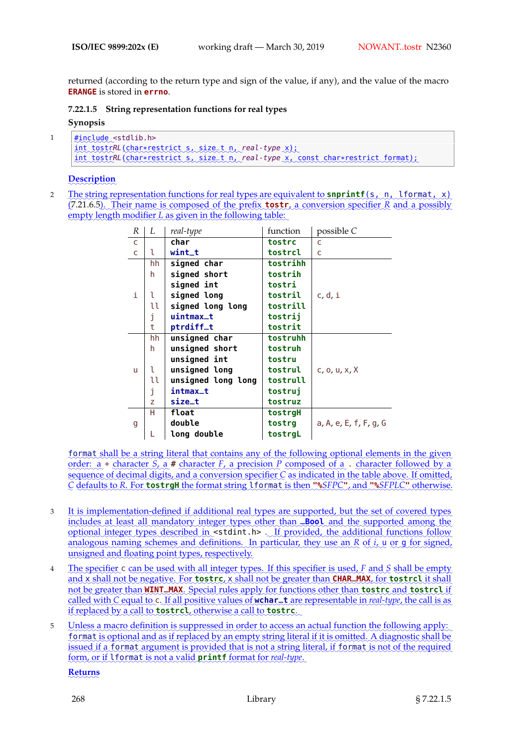returned (according to the return type and sign of the value, if any), and the value of the macro **ERANGE** is stored in **errno**.

### 7.22.1.5 String representation functions for real types

**Synopsis**

1

```
#include <stdlib.h>
int tostrRL(char*restrict s, size_t n, real-type x);
int tostrRL(char*restrict s, size_t n, real-type x, const char*restrict format);
```

**Description**

2 The string representation functions for real types are equivalent to **snprintf**(s, n, lformat, x) (7.21.6.5). Their name is composed of the prefix **tostr**, a conversion specifier *R* and a possibly empty length modifier *L* as given in the following table:

| *R* | *L* | *real-type* | function | possible *C* |
|---|---|---|---|---|
| c | | **char** | **tostrc** | c |
| c | l | **wint_t** | **tostrcl** | c |
| | hh | **signed char** | **tostrihh** | |
| | h | **signed short** | **tostrih** | |
| | | **signed int** | **tostri** | |
| i | l | **signed long** | **tostril** | c, d, i |
| | ll | **signed long long** | **tostrill** | |
| | j | **uintmax_t** | **tostrij** | |
| | t | **ptrdiff_t** | **tostrit** | |
| | hh | **unsigned char** | **tostruhh** | |
| | h | **unsigned short** | **tostruh** | |
| | | **unsigned int** | **tostru** | |
| u | l | **unsigned long** | **tostrul** | c, o, u, x, X |
| | ll | **unsigned long long** | **tostrull** | |
| | j | **intmax_t** | **tostruj** | |
| | z | **size_t** | **tostruz** | |
| | H | **float** | **tostrgH** | |
| g | | **double** | **tostrg** | a, A, e, E, f, F, g, G |
| | L | **long double** | **tostrgL** | |

format shall be a string literal that contains any of the following optional elements in the given order: a + character *S*, a **#** character *F*, a precision *P* composed of a . character followed by a sequence of decimal digits, and a conversion specifier *C* as indicated in the table above. If omitted, *C* defaults to *R*. For **tostrgH** the format string lformat is then **"%***SFPC***"**, and **"%***SFPLC***"** otherwise.

3 It is implementation-defined if additional real types are supported, but the set of covered types includes at least all mandatory integer types other than **_Bool** and the supported among the optional integer types described in <stdint.h> . If provided, the additional functions follow analogous naming schemes and definitions. In particular, they use an *R* of *i*, u or g for signed, unsigned and floating point types, respectively.

4 The specifier c can be used with all integer types. If this specifier is used, *F* and *S* shall be empty and x shall not be negative. For **tostrc**, x shall not be greater than **CHAR_MAX**, for **tostrcl** it shall not be greater than **WINT_MAX**. Special rules apply for functions other than **tostrc** and **tostrcl** if called with *C* equal to c. If all positive values of **wchar_t** are representable in *real-type*, the call is as if replaced by a call to **tostrcl**, otherwise a call to **tostrc**.

5 Unless a macro definition is suppressed in order to access an actual function the following apply: format is optional and as if replaced by an empty string literal if it is omitted. A diagnostic shall be issued if a format argument is provided that is not a string literal, if format is not of the required form, or if lformat is not a valid **printf** format for *real-type*.

**Returns**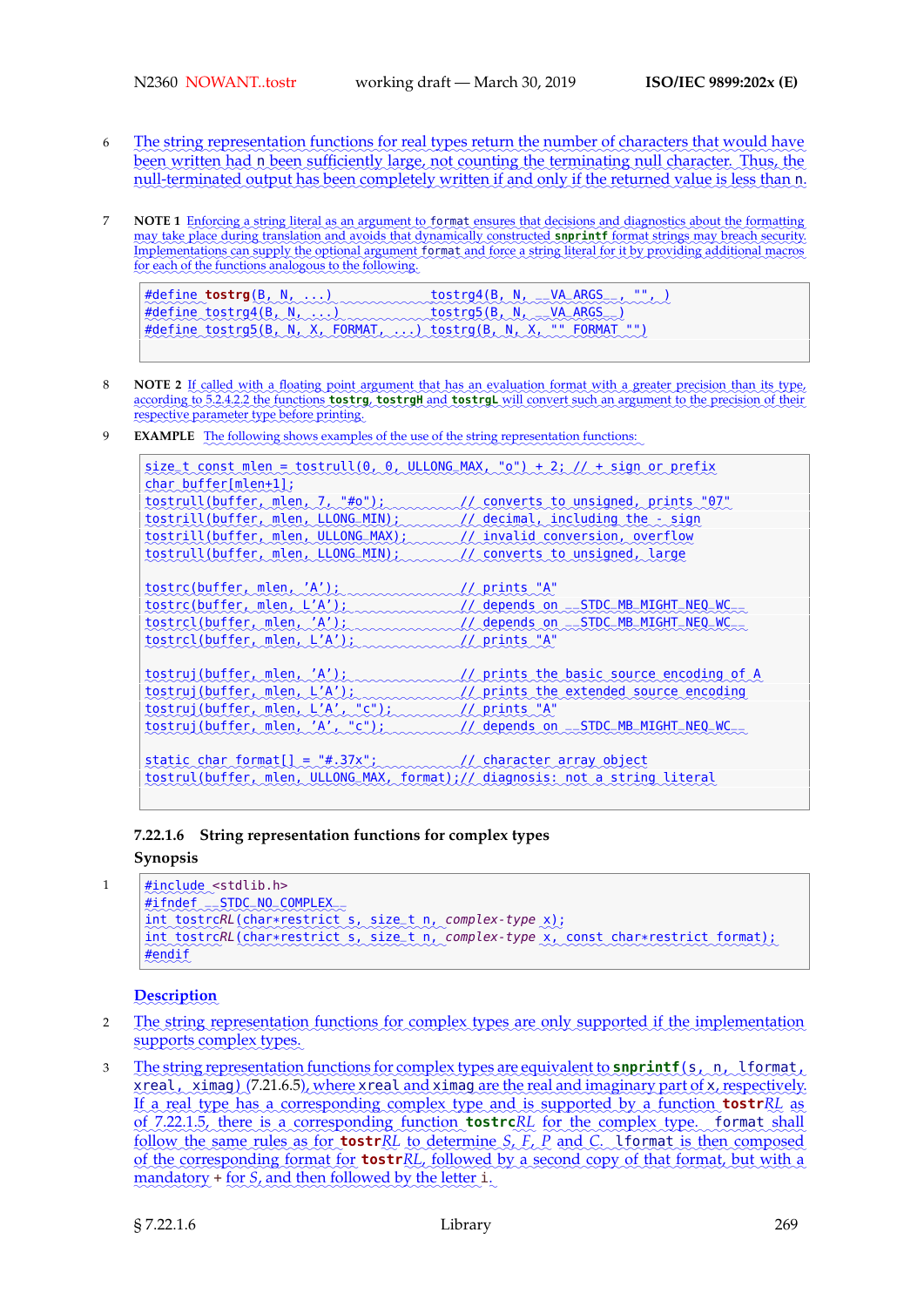6 The string representation functions for real types return the number of characters that would have been written had n been sufficiently large, not counting the terminating null character. Thus, the null-terminated output has been completely written if and only if the returned value is less than n.

7 **NOTE 1** Enforcing a string literal as an argument to format ensures that decisions and diagnostics about the formatting may take place during translation and avoids that dynamically constructed **snprintf** format strings may breach security. Implementations can supply the optional argument format and force a string literal for it by providing additional macros for each of the functions analogous to the following.

```
#define tostrg(B, N, ...)              tostrg4(B, N, __VA_ARGS__, "", )
#define tostrg4(B, N, ...)             tostrg5(B, N, __VA_ARGS__)
#define tostrg5(B, N, X, FORMAT, ...) tostrg(B, N, X, "" FORMAT "")
```

8 **NOTE 2** If called with a floating point argument that has an evaluation format with a greater precision than its type, according to 5.2.4.2.2 the functions **tostrg**, **tostrgH** and **tostrgL** will convert such an argument to the precision of their respective parameter type before printing.

9 **EXAMPLE** The following shows examples of the use of the string representation functions:

```
size_t const mlen = tostrull(0, 0, ULLONG_MAX, "o") + 2; // + sign or prefix
char buffer[mlen+1];
tostrull(buffer, mlen, 7, "#o");            // converts to unsigned, prints "07"
tostrill(buffer, mlen, LLONG_MIN);          // decimal, including the - sign
tostrill(buffer, mlen, ULLONG_MAX);         // invalid conversion, overflow
tostrull(buffer, mlen, LLONG_MIN);          // converts to unsigned, large

tostrc(buffer, mlen, 'A');                  // prints "A"
tostrc(buffer, mlen, L'A');                 // depends on __STDC_MB_MIGHT_NEQ_WC__
tostrcl(buffer, mlen, 'A');                 // depends on __STDC_MB_MIGHT_NEQ_WC__
tostrcl(buffer, mlen, L'A');                // prints "A"

tostruj(buffer, mlen, 'A');                 // prints the basic source encoding of A
tostruj(buffer, mlen, L'A');                // prints the extended source encoding
tostruj(buffer, mlen, L'A', "c");           // prints "A"
tostruj(buffer, mlen, 'A', "c");            // depends on __STDC_MB_MIGHT_NEQ_WC__

static char format[] = "#.37x";             // character array object
tostrul(buffer, mlen, ULLONG_MAX, format);// diagnosis: not a string literal
```

### 7.22.1.6 String representation functions for complex types

**Synopsis**

1
```
#include <stdlib.h>
#ifndef __STDC_NO_COMPLEX__
int tostrcRL(char*restrict s, size_t n, complex-type x);
int tostrcRL(char*restrict s, size_t n, complex-type x, const char*restrict format);
#endif
```

**Description**

2 The string representation functions for complex types are only supported if the implementation supports complex types.

3 The string representation functions for complex types are equivalent to **snprintf**(s, n, lformat, xreal, ximag) (7.21.6.5), where xreal and ximag are the real and imaginary part of x, respectively. If a real type has a corresponding complex type and is supported by a function **tostr***RL* as of 7.22.1.5, there is a corresponding function **tostrc***RL* for the complex type. format shall follow the same rules as for **tostr***RL* to determine *S*, *F*, *P* and *C*. lformat is then composed of the corresponding format for **tostr***RL*, followed by a second copy of that format, but with a mandatory + for *S*, and then followed by the letter i.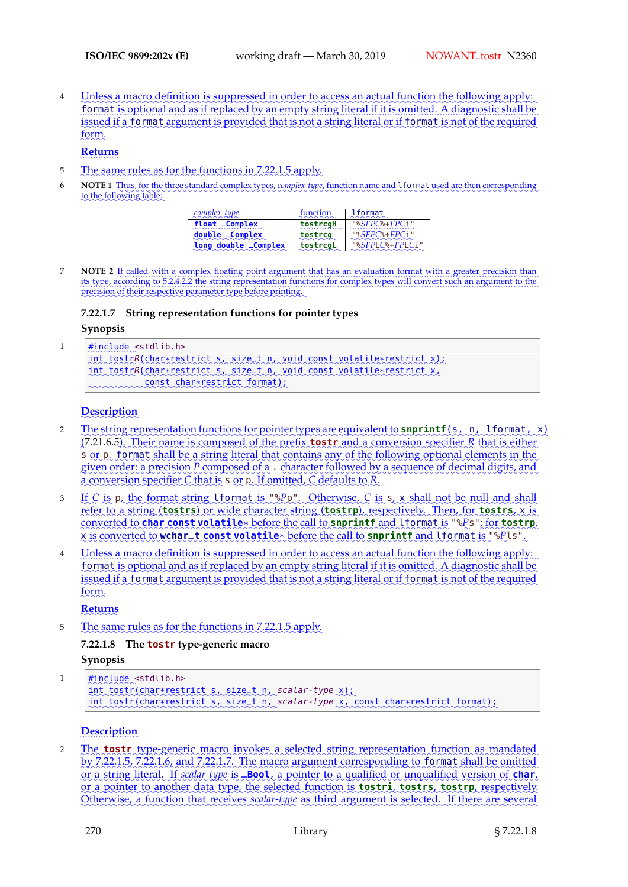4 Unless a macro definition is suppressed in order to access an actual function the following apply: `format` is optional and as if replaced by an empty string literal if it is omitted. A diagnostic shall be issued if a `format` argument is provided that is not a string literal or if `format` is not of the required form.

**Returns**

5 The same rules as for the functions in 7.22.1.5 apply.

6 **NOTE 1** Thus, for the three standard complex types, *complex-type*, function name and `lformat` used are then corresponding to the following table:

| *complex-type* | function | `lformat` |
|---|---|---|
| `float _Complex` | `tostrcgH` | `"%SFPC%+FPCi"` |
| `double _Complex` | `tostrcg` | `"%SFPC%+FPCi"` |
| `long double _Complex` | `tostrcgL` | `"%SFPLC%+FPLCi"` |

7 **NOTE 2** If called with a complex floating point argument that has an evaluation format with a greater precision than its type, according to 5.2.4.2.2 the string representation functions for complex types will convert such an argument to the precision of their respective parameter type before printing.

### 7.22.1.7 String representation functions for pointer types

**Synopsis**

1
```
#include <stdlib.h>
int tostrR(char*restrict s, size_t n, void const volatile*restrict x);
int tostrR(char*restrict s, size_t n, void const volatile*restrict x,
           const char*restrict format);
```

**Description**

2 The string representation functions for pointer types are equivalent to **snprintf**(s, n, lformat, x) (7.21.6.5). Their name is composed of the prefix **tostr** and a conversion specifier *R* that is either `s` or `p`. `format` shall be a string literal that contains any of the following optional elements in the given order: a precision *P* composed of a `.` character followed by a sequence of decimal digits, and a conversion specifier *C* that is `s` or `p`. If omitted, *C* defaults to *R*.

3 If *C* is `p`, the format string `lformat` is `"%Pp"`. Otherwise, *C* is `s`, `x` shall not be null and shall refer to a string (**tostrs**) or wide character string (**tostrp**), respectively. Then, for **tostrs**, `x` is converted to **char const volatile*** before the call to **snprintf** and `lformat` is `"%Ps"`; for **tostrp**, `x` is converted to **wchar_t const volatile*** before the call to **snprintf** and `lformat` is `"%Pls"`.

4 Unless a macro definition is suppressed in order to access an actual function the following apply: `format` is optional and as if replaced by an empty string literal if it is omitted. A diagnostic shall be issued if a `format` argument is provided that is not a string literal or if `format` is not of the required form.

**Returns**

5 The same rules as for the functions in 7.22.1.5 apply.

### 7.22.1.8 The `tostr` type-generic macro

**Synopsis**

1
```
#include <stdlib.h>
int tostr(char*restrict s, size_t n, scalar-type x);
int tostr(char*restrict s, size_t n, scalar-type x, const char*restrict format);
```

**Description**

2 The **tostr** type-generic macro invokes a selected string representation function as mandated by 7.22.1.5, 7.22.1.6, and 7.22.1.7. The macro argument corresponding to `format` shall be omitted or a string literal. If *scalar-type* is **_Bool**, a pointer to a qualified or unqualified version of **char**, or a pointer to another data type, the selected function is **tostri**, **tostrs**, **tostrp**, respectively. Otherwise, a function that receives *scalar-type* as third argument is selected. If there are several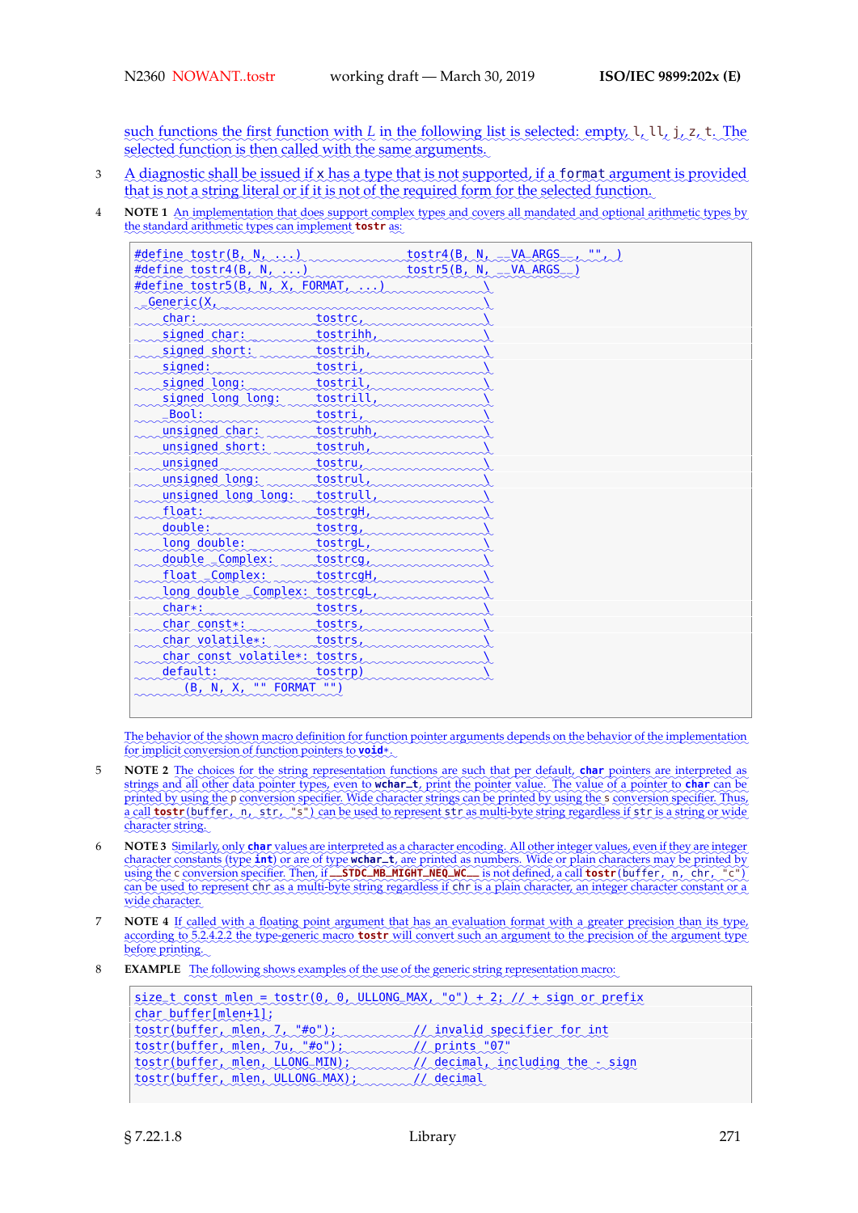such functions the first function with *L* in the following list is selected: empty, l, ll, j, z, t. The selected function is then called with the same arguments.

3 A diagnostic shall be issued if x has a type that is not supported, if a `format` argument is provided that is not a string literal or if it is not of the required form for the selected function.

4 **NOTE 1** An implementation that does support complex types and covers all mandated and optional arithmetic types by the standard arithmetic types can implement **tostr** as:

```
#define tostr(B, N, ...)                tostr4(B, N, __VA_ARGS__, "", )
#define tostr4(B, N, ...)               tostr5(B, N, __VA_ARGS__)
#define tostr5(B, N, X, FORMAT, ...)                          \
  _Generic(X,                                                 \
    char:                   tostrc,                           \
    signed char:            tostrihh,                         \
    signed short:           tostrih,                          \
    signed:                 tostri,                           \
    signed long:            tostril,                          \
    signed long long:       tostrill,                         \
    _Bool:                  tostri,                           \
    unsigned char:          tostruhh,                         \
    unsigned short:         tostruh,                          \
    unsigned                tostru,                           \
    unsigned long:          tostrul,                          \
    unsigned long long:     tostrull,                         \
    float:                  tostrgH,                          \
    double:                 tostrg,                           \
    long double:            tostrgL,                          \
    double _Complex:        tostrcg,                          \
    float _Complex:         tostrcgH,                         \
    long double _Complex:   tostrcgL,                         \
    char*:                  tostrs,                           \
    char const*:            tostrs,                           \
    char volatile*:         tostrs,                           \
    char const volatile*:   tostrs,                           \
    default:                tostrp)                           \
      (B, N, X, "" FORMAT "")
```

The behavior of the shown macro definition for function pointer arguments depends on the behavior of the implementation for implicit conversion of function pointers to **void***.

5 **NOTE 2** The choices for the string representation functions are such that per default, **char** pointers are interpreted as strings and all other data pointer types, even to **wchar_t**, print the pointer value. The value of a pointer to **char** can be printed by using the p conversion specifier. Wide character strings can be printed by using the s conversion specifier. Thus, a call **tostr**(buffer, n, str, "s") can be used to represent str as multi-byte string regardless if str is a string or wide character string.

6 **NOTE 3** Similarly, only **char** values are interpreted as a character encoding. All other integer values, even if they are integer character constants (type **int**) or are of type **wchar_t**, are printed as numbers. Wide or plain characters may be printed by using the c conversion specifier. Then, if **__STDC_MB_MIGHT_NEQ_WC__** is not defined, a call **tostr**(buffer, n, chr, "c") can be used to represent chr as a multi-byte string regardless if chr is a plain character, an integer character constant or a wide character.

7 **NOTE 4** If called with a floating point argument that has an evaluation format with a greater precision than its type, according to 5.2.4.2.2 the type-generic macro **tostr** will convert such an argument to the precision of the argument type before printing.

8 **EXAMPLE** The following shows examples of the use of the generic string representation macro:

```
size_t const mlen = tostr(0, 0, ULLONG_MAX, "o") + 2; // + sign or prefix
char buffer[mlen+1];
tostr(buffer, mlen, 7, "#o");           // invalid specifier for int
tostr(buffer, mlen, 7u, "#o");          // prints "07"
tostr(buffer, mlen, LLONG_MIN);         // decimal, including the - sign
tostr(buffer, mlen, ULLONG_MAX);        // decimal
```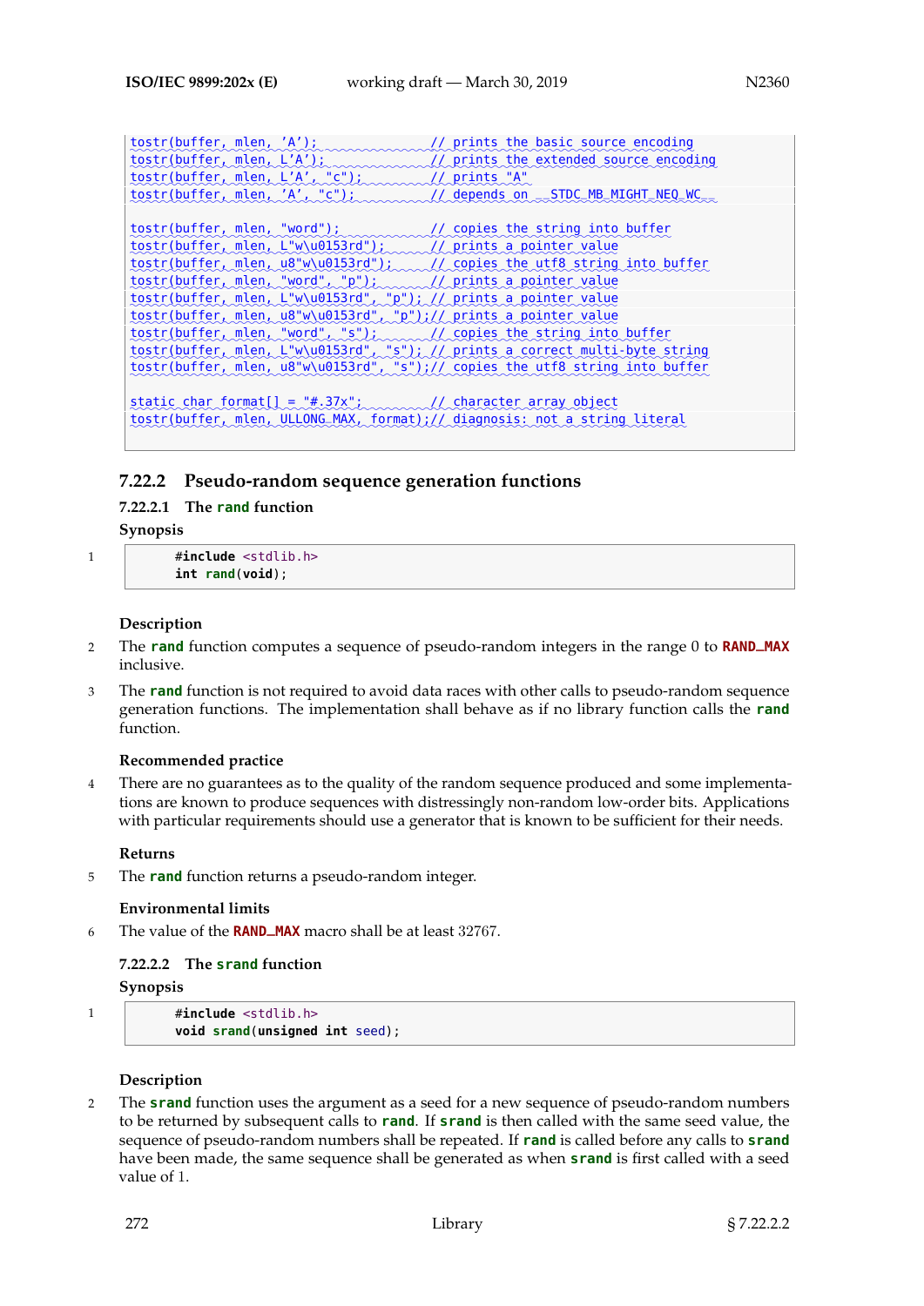```
tostr(buffer, mlen, 'A');               // prints the basic source encoding
tostr(buffer, mlen, L'A');              // prints the extended source encoding
tostr(buffer, mlen, L'A', "c");         // prints "A"
tostr(buffer, mlen, 'A', "c");          // depends on __STDC_MB_MIGHT_NEQ_WC__

tostr(buffer, mlen, "word");            // copies the string into buffer
tostr(buffer, mlen, L"w\u0153rd");      // prints a pointer value
tostr(buffer, mlen, u8"w\u0153rd");     // copies the utf8 string into buffer
tostr(buffer, mlen, "word", "p");       // prints a pointer value
tostr(buffer, mlen, L"w\u0153rd", "p"); // prints a pointer value
tostr(buffer, mlen, u8"w\u0153rd", "p");// prints a pointer value
tostr(buffer, mlen, "word", "s");       // copies the string into buffer
tostr(buffer, mlen, L"w\u0153rd", "s"); // prints a correct multi-byte string
tostr(buffer, mlen, u8"w\u0153rd", "s");// copies the utf8 string into buffer

static char format[] = "#.37x";         // character array object
tostr(buffer, mlen, ULLONG_MAX, format);// diagnosis: not a string literal
```

## 7.22.2 Pseudo-random sequence generation functions

### 7.22.2.1 The `rand` function

**Synopsis**

1
```
#include <stdlib.h>
int rand(void);
```

**Description**

2 The **rand** function computes a sequence of pseudo-random integers in the range 0 to **RAND_MAX** inclusive.

3 The **rand** function is not required to avoid data races with other calls to pseudo-random sequence generation functions. The implementation shall behave as if no library function calls the **rand** function.

**Recommended practice**

4 There are no guarantees as to the quality of the random sequence produced and some implementations are known to produce sequences with distressingly non-random low-order bits. Applications with particular requirements should use a generator that is known to be sufficient for their needs.

**Returns**

5 The **rand** function returns a pseudo-random integer.

**Environmental limits**

6 The value of the **RAND_MAX** macro shall be at least 32767.

### 7.22.2.2 The `srand` function

**Synopsis**

1
```
#include <stdlib.h>
void srand(unsigned int seed);
```

**Description**

2 The **srand** function uses the argument as a seed for a new sequence of pseudo-random numbers to be returned by subsequent calls to **rand**. If **srand** is then called with the same seed value, the sequence of pseudo-random numbers shall be repeated. If **rand** is called before any calls to **srand** have been made, the same sequence shall be generated as when **srand** is first called with a seed value of 1.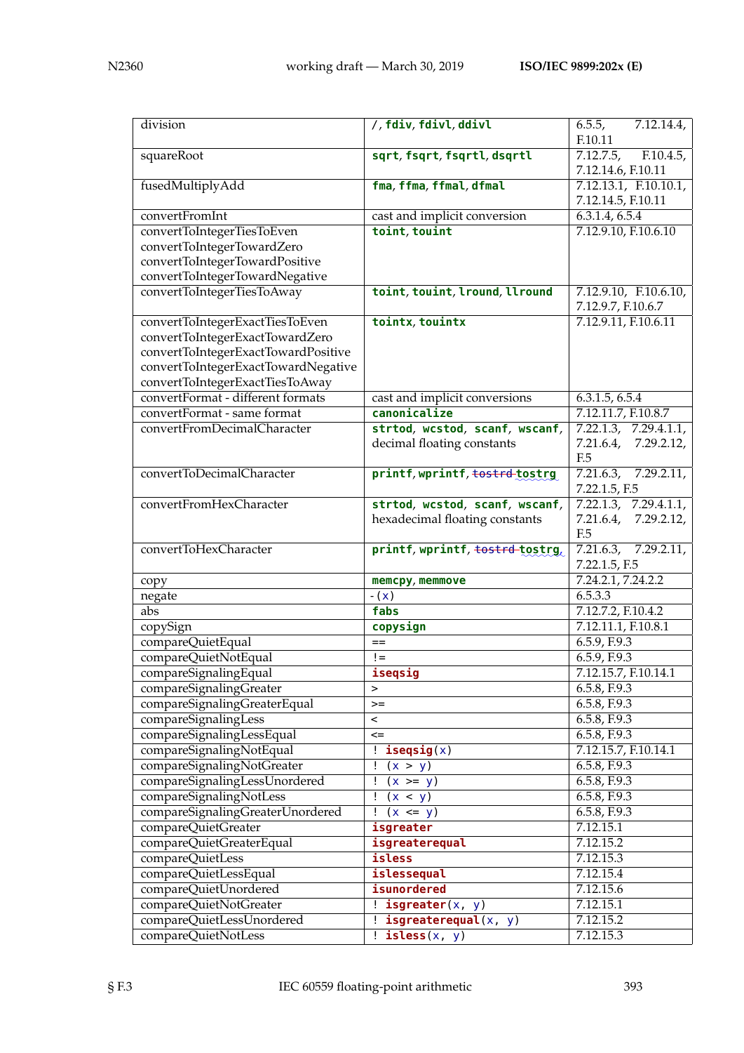| | | |
|---|---|---|
| division | `/`, **fdiv**, **fdivl**, **ddivl** | 6.5.5, 7.12.14.4, F.10.11 |
| squareRoot | **sqrt**, **fsqrt**, **fsqrtl**, **dsqrtl** | 7.12.7.5, F.10.4.5, 7.12.14.6, F.10.11 |
| fusedMultiplyAdd | **fma**, **ffma**, **ffmal**, **dfmal** | 7.12.13.1, F.10.10.1, 7.12.14.5, F.10.11 |
| convertFromInt | cast and implicit conversion | 6.3.1.4, 6.5.4 |
| convertToIntegerTiesToEven convertToIntegerTowardZero convertToIntegerTowardPositive convertToIntegerTowardNegative | **toint**, **touint** | 7.12.9.10, F.10.6.10 |
| convertToIntegerTiesToAway | **toint**, **touint**, **lround**, **llround** | 7.12.9.10, F.10.6.10, 7.12.9.7, F.10.6.7 |
| convertToIntegerExactTiesToEven convertToIntegerExactTowardZero convertToIntegerExactTowardPositive convertToIntegerExactTowardNegative convertToIntegerExactTiesToAway | **tointx**, **touintx** | 7.12.9.11, F.10.6.11 |
| convertFormat - different formats | cast and implicit conversions | 6.3.1.5, 6.5.4 |
| convertFormat - same format | **canonicalize** | 7.12.11.7, F.10.8.7 |
| convertFromDecimalCharacter | **strtod**, **wcstod**, **scanf**, **wscanf**, decimal floating constants | 7.22.1.3, 7.29.4.1.1, 7.21.6.4, 7.29.2.12, F.5 |
| convertToDecimalCharacter | **printf**, **wprintf**, ~~**tostrd**~~ **tostrg** | 7.21.6.3, 7.29.2.11, 7.22.1.5, F.5 |
| convertFromHexCharacter | **strtod**, **wcstod**, **scanf**, **wscanf**, hexadecimal floating constants | 7.22.1.3, 7.29.4.1.1, 7.21.6.4, 7.29.2.12, F.5 |
| convertToHexCharacter | **printf**, **wprintf**, ~~**tostrd**~~ **tostrg**, | 7.21.6.3, 7.29.2.11, 7.22.1.5, F.5 |
| copy | **memcpy**, **memmove** | 7.24.2.1, 7.24.2.2 |
| negate | `-(x)` | 6.5.3.3 |
| abs | **fabs** | 7.12.7.2, F.10.4.2 |
| copySign | **copysign** | 7.12.11.1, F.10.8.1 |
| compareQuietEqual | `==` | 6.5.9, F.9.3 |
| compareQuietNotEqual | `!=` | 6.5.9, F.9.3 |
| compareSignalingEqual | **iseqsig** | 7.12.15.7, F.10.14.1 |
| compareSignalingGreater | `>` | 6.5.8, F.9.3 |
| compareSignalingGreaterEqual | `>=` | 6.5.8, F.9.3 |
| compareSignalingLess | `<` | 6.5.8, F.9.3 |
| compareSignalingLessEqual | `<=` | 6.5.8, F.9.3 |
| compareSignalingNotEqual | `! iseqsig(x)` | 7.12.15.7, F.10.14.1 |
| compareSignalingNotGreater | `! (x > y)` | 6.5.8, F.9.3 |
| compareSignalingLessUnordered | `! (x >= y)` | 6.5.8, F.9.3 |
| compareSignalingNotLess | `! (x < y)` | 6.5.8, F.9.3 |
| compareSignalingGreaterUnordered | `! (x <= y)` | 6.5.8, F.9.3 |
| compareQuietGreater | **isgreater** | 7.12.15.1 |
| compareQuietGreaterEqual | **isgreaterequal** | 7.12.15.2 |
| compareQuietLess | **isless** | 7.12.15.3 |
| compareQuietLessEqual | **islessequal** | 7.12.15.4 |
| compareQuietUnordered | **isunordered** | 7.12.15.6 |
| compareQuietNotGreater | `! isgreater(x, y)` | 7.12.15.1 |
| compareQuietLessUnordered | `! isgreaterequal(x, y)` | 7.12.15.2 |
| compareQuietNotLess | `! isless(x, y)` | 7.12.15.3 |